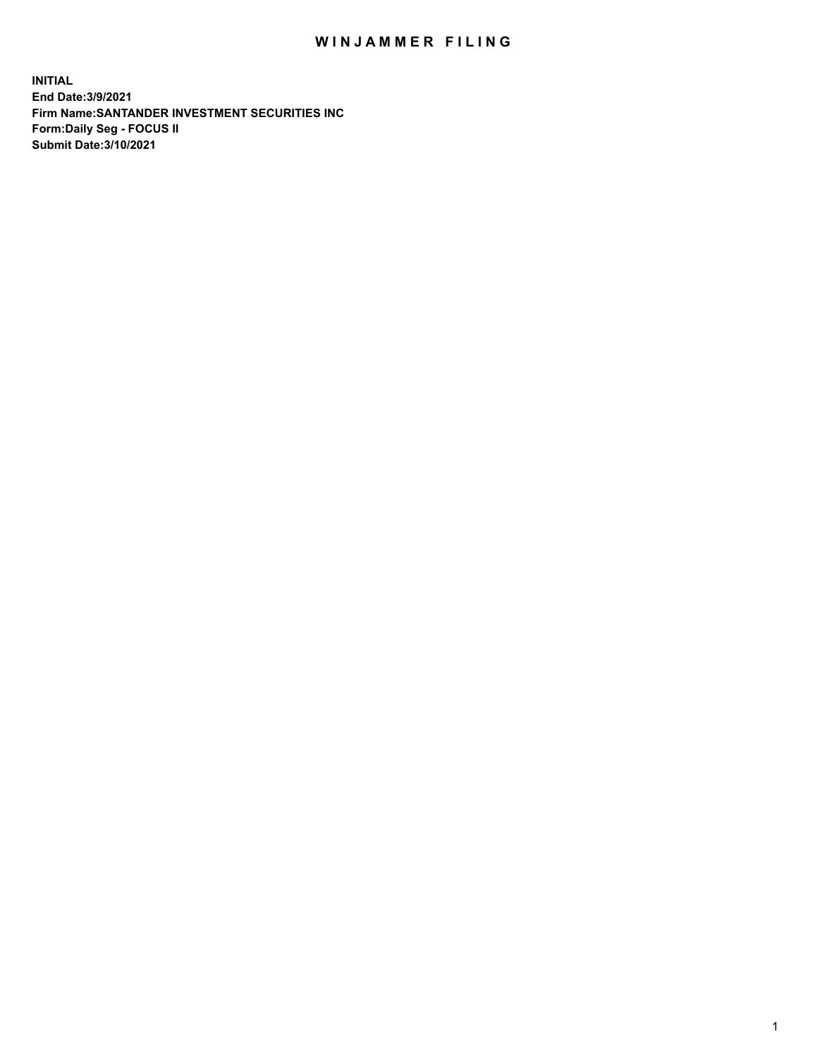# WINJAMMER FILING

**INITIAL**
**End Date:3/9/2021**
**Firm Name:SANTANDER INVESTMENT SECURITIES INC**
**Form:Daily Seg - FOCUS II**
**Submit Date:3/10/2021**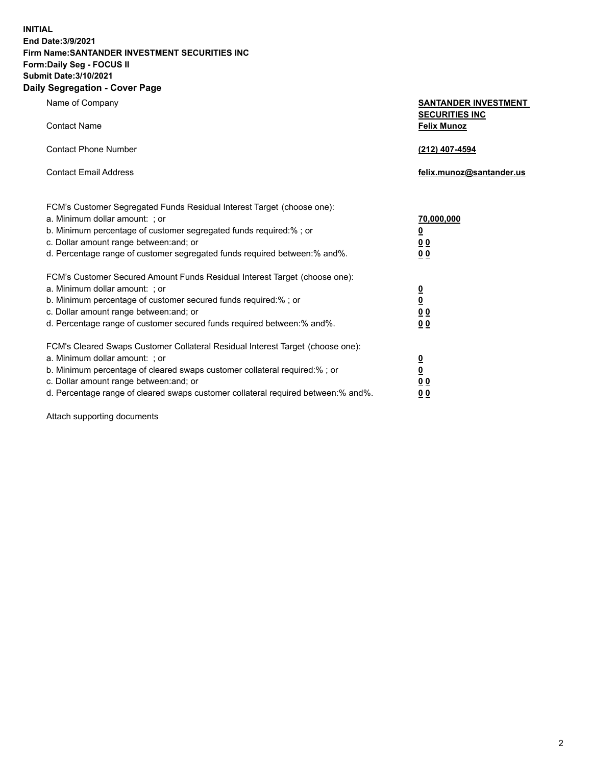**INITIAL**
**End Date:3/9/2021**
**Firm Name:SANTANDER INVESTMENT SECURITIES INC**
**Form:Daily Seg - FOCUS II**
**Submit Date:3/10/2021**

## Daily Segregation - Cover Page

| | |
|---|---|
| Name of Company | **SANTANDER INVESTMENT SECURITIES INC** |
| Contact Name | **Felix Munoz** |
| Contact Phone Number | **(212) 407-4594** |
| Contact Email Address | **felix.munoz@santander.us** |

| | |
|---|---|
| FCM's Customer Segregated Funds Residual Interest Target (choose one): | |
| a. Minimum dollar amount: ; or | **70,000,000** |
| b. Minimum percentage of customer segregated funds required:% ; or | **0** |
| c. Dollar amount range between:and; or | **0 0** |
| d. Percentage range of customer segregated funds required between:% and%. | **0 0** |
| FCM's Customer Secured Amount Funds Residual Interest Target (choose one): | |
| a. Minimum dollar amount: ; or | **0** |
| b. Minimum percentage of customer secured funds required:% ; or | **0** |
| c. Dollar amount range between:and; or | **0 0** |
| d. Percentage range of customer secured funds required between:% and%. | **0 0** |
| FCM's Cleared Swaps Customer Collateral Residual Interest Target (choose one): | |
| a. Minimum dollar amount: ; or | **0** |
| b. Minimum percentage of cleared swaps customer collateral required:% ; or | **0** |
| c. Dollar amount range between:and; or | **0 0** |
| d. Percentage range of cleared swaps customer collateral required between:% and%. | **0 0** |

Attach supporting documents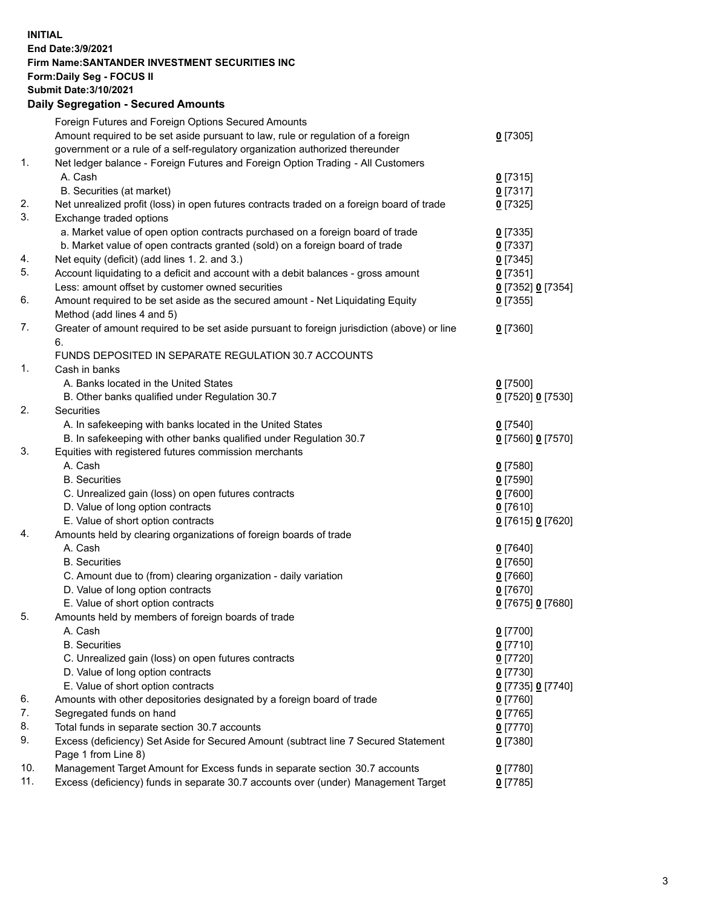**INITIAL**
**End Date:3/9/2021**
**Firm Name:SANTANDER INVESTMENT SECURITIES INC**
**Form:Daily Seg - FOCUS II**
**Submit Date:3/10/2021**

## Daily Segregation - Secured Amounts

| | | |
|---|---|---|
| | Foreign Futures and Foreign Options Secured Amounts | |
| | Amount required to be set aside pursuant to law, rule or regulation of a foreign government or a rule of a self-regulatory organization authorized thereunder | 0 [7305] |
| 1. | Net ledger balance - Foreign Futures and Foreign Option Trading - All Customers | |
| | A. Cash | 0 [7315] |
| | B. Securities (at market) | 0 [7317] |
| 2. | Net unrealized profit (loss) in open futures contracts traded on a foreign board of trade | 0 [7325] |
| 3. | Exchange traded options | |
| | a. Market value of open option contracts purchased on a foreign board of trade | 0 [7335] |
| | b. Market value of open contracts granted (sold) on a foreign board of trade | 0 [7337] |
| 4. | Net equity (deficit) (add lines 1. 2. and 3.) | 0 [7345] |
| 5. | Account liquidating to a deficit and account with a debit balances - gross amount | 0 [7351] |
| | Less: amount offset by customer owned securities | 0 [7352] 0 [7354] |
| 6. | Amount required to be set aside as the secured amount - Net Liquidating Equity Method (add lines 4 and 5) | 0 [7355] |
| 7. | Greater of amount required to be set aside pursuant to foreign jurisdiction (above) or line 6. | 0 [7360] |
| | FUNDS DEPOSITED IN SEPARATE REGULATION 30.7 ACCOUNTS | |
| 1. | Cash in banks | |
| | A. Banks located in the United States | 0 [7500] |
| | B. Other banks qualified under Regulation 30.7 | 0 [7520] 0 [7530] |
| 2. | Securities | |
| | A. In safekeeping with banks located in the United States | 0 [7540] |
| | B. In safekeeping with other banks qualified under Regulation 30.7 | 0 [7560] 0 [7570] |
| 3. | Equities with registered futures commission merchants | |
| | A. Cash | 0 [7580] |
| | B. Securities | 0 [7590] |
| | C. Unrealized gain (loss) on open futures contracts | 0 [7600] |
| | D. Value of long option contracts | 0 [7610] |
| | E. Value of short option contracts | 0 [7615] 0 [7620] |
| 4. | Amounts held by clearing organizations of foreign boards of trade | |
| | A. Cash | 0 [7640] |
| | B. Securities | 0 [7650] |
| | C. Amount due to (from) clearing organization - daily variation | 0 [7660] |
| | D. Value of long option contracts | 0 [7670] |
| | E. Value of short option contracts | 0 [7675] 0 [7680] |
| 5. | Amounts held by members of foreign boards of trade | |
| | A. Cash | 0 [7700] |
| | B. Securities | 0 [7710] |
| | C. Unrealized gain (loss) on open futures contracts | 0 [7720] |
| | D. Value of long option contracts | 0 [7730] |
| | E. Value of short option contracts | 0 [7735] 0 [7740] |
| 6. | Amounts with other depositories designated by a foreign board of trade | 0 [7760] |
| 7. | Segregated funds on hand | 0 [7765] |
| 8. | Total funds in separate section 30.7 accounts | 0 [7770] |
| 9. | Excess (deficiency) Set Aside for Secured Amount (subtract line 7 Secured Statement Page 1 from Line 8) | 0 [7380] |
| 10. | Management Target Amount for Excess funds in separate section 30.7 accounts | 0 [7780] |
| 11. | Excess (deficiency) funds in separate 30.7 accounts over (under) Management Target | 0 [7785] |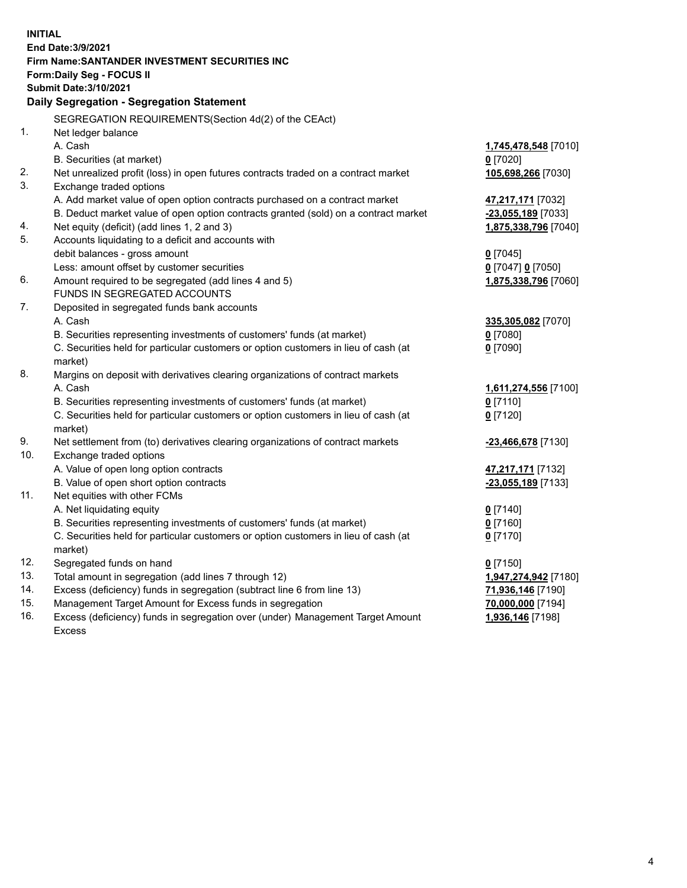**INITIAL**
**End Date:3/9/2021**
**Firm Name:SANTANDER INVESTMENT SECURITIES INC**
**Form:Daily Seg - FOCUS II**
**Submit Date:3/10/2021**

## Daily Segregation - Segregation Statement

SEGREGATION REQUIREMENTS(Section 4d(2) of the CEAct)

| | | |
|---|---|---|
| 1. | Net ledger balance | |
| | A. Cash | **1,745,478,548** [7010] |
| | B. Securities (at market) | **0** [7020] |
| 2. | Net unrealized profit (loss) in open futures contracts traded on a contract market | **105,698,266** [7030] |
| 3. | Exchange traded options | |
| | A. Add market value of open option contracts purchased on a contract market | **47,217,171** [7032] |
| | B. Deduct market value of open option contracts granted (sold) on a contract market | **-23,055,189** [7033] |
| 4. | Net equity (deficit) (add lines 1, 2 and 3) | **1,875,338,796** [7040] |
| 5. | Accounts liquidating to a deficit and accounts with debit balances - gross amount | **0** [7045] |
| | Less: amount offset by customer securities | **0** [7047] **0** [7050] |
| 6. | Amount required to be segregated (add lines 4 and 5) | **1,875,338,796** [7060] |
| | FUNDS IN SEGREGATED ACCOUNTS | |
| 7. | Deposited in segregated funds bank accounts | |
| | A. Cash | **335,305,082** [7070] |
| | B. Securities representing investments of customers' funds (at market) | **0** [7080] |
| | C. Securities held for particular customers or option customers in lieu of cash (at market) | **0** [7090] |
| 8. | Margins on deposit with derivatives clearing organizations of contract markets | |
| | A. Cash | **1,611,274,556** [7100] |
| | B. Securities representing investments of customers' funds (at market) | **0** [7110] |
| | C. Securities held for particular customers or option customers in lieu of cash (at market) | **0** [7120] |
| 9. | Net settlement from (to) derivatives clearing organizations of contract markets | **-23,466,678** [7130] |
| 10. | Exchange traded options | |
| | A. Value of open long option contracts | **47,217,171** [7132] |
| | B. Value of open short option contracts | **-23,055,189** [7133] |
| 11. | Net equities with other FCMs | |
| | A. Net liquidating equity | **0** [7140] |
| | B. Securities representing investments of customers' funds (at market) | **0** [7160] |
| | C. Securities held for particular customers or option customers in lieu of cash (at market) | **0** [7170] |
| 12. | Segregated funds on hand | **0** [7150] |
| 13. | Total amount in segregation (add lines 7 through 12) | **1,947,274,942** [7180] |
| 14. | Excess (deficiency) funds in segregation (subtract line 6 from line 13) | **71,936,146** [7190] |
| 15. | Management Target Amount for Excess funds in segregation | **70,000,000** [7194] |
| 16. | Excess (deficiency) funds in segregation over (under) Management Target Amount Excess | **1,936,146** [7198] |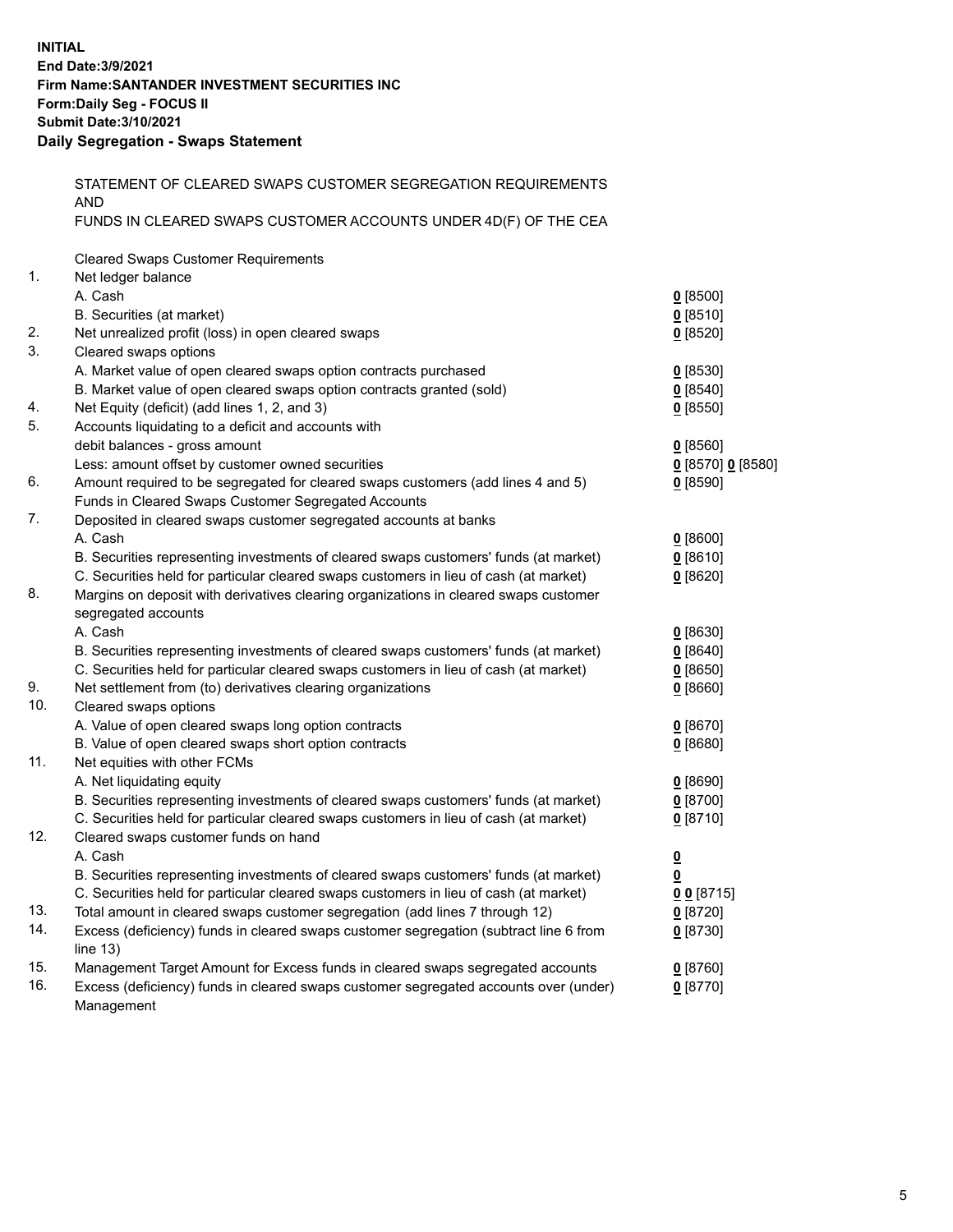**INITIAL**
**End Date:3/9/2021**
**Firm Name:SANTANDER INVESTMENT SECURITIES INC**
**Form:Daily Seg - FOCUS II**
**Submit Date:3/10/2021**
**Daily Segregation - Swaps Statement**

STATEMENT OF CLEARED SWAPS CUSTOMER SEGREGATION REQUIREMENTS AND
FUNDS IN CLEARED SWAPS CUSTOMER ACCOUNTS UNDER 4D(F) OF THE CEA

| | | |
|---|---|---|
| | Cleared Swaps Customer Requirements | |
| 1. | Net ledger balance | |
| | A. Cash | 0 [8500] |
| | B. Securities (at market) | 0 [8510] |
| 2. | Net unrealized profit (loss) in open cleared swaps | 0 [8520] |
| 3. | Cleared swaps options | |
| | A. Market value of open cleared swaps option contracts purchased | 0 [8530] |
| | B. Market value of open cleared swaps option contracts granted (sold) | 0 [8540] |
| 4. | Net Equity (deficit) (add lines 1, 2, and 3) | 0 [8550] |
| 5. | Accounts liquidating to a deficit and accounts with | |
| | debit balances - gross amount | 0 [8560] |
| | Less: amount offset by customer owned securities | 0 [8570] 0 [8580] |
| 6. | Amount required to be segregated for cleared swaps customers (add lines 4 and 5) | 0 [8590] |
| | Funds in Cleared Swaps Customer Segregated Accounts | |
| 7. | Deposited in cleared swaps customer segregated accounts at banks | |
| | A. Cash | 0 [8600] |
| | B. Securities representing investments of cleared swaps customers' funds (at market) | 0 [8610] |
| | C. Securities held for particular cleared swaps customers in lieu of cash (at market) | 0 [8620] |
| 8. | Margins on deposit with derivatives clearing organizations in cleared swaps customer segregated accounts | |
| | A. Cash | 0 [8630] |
| | B. Securities representing investments of cleared swaps customers' funds (at market) | 0 [8640] |
| | C. Securities held for particular cleared swaps customers in lieu of cash (at market) | 0 [8650] |
| 9. | Net settlement from (to) derivatives clearing organizations | 0 [8660] |
| 10. | Cleared swaps options | |
| | A. Value of open cleared swaps long option contracts | 0 [8670] |
| | B. Value of open cleared swaps short option contracts | 0 [8680] |
| 11. | Net equities with other FCMs | |
| | A. Net liquidating equity | 0 [8690] |
| | B. Securities representing investments of cleared swaps customers' funds (at market) | 0 [8700] |
| | C. Securities held for particular cleared swaps customers in lieu of cash (at market) | 0 [8710] |
| 12. | Cleared swaps customer funds on hand | |
| | A. Cash | 0 |
| | B. Securities representing investments of cleared swaps customers' funds (at market) | 0 |
| | C. Securities held for particular cleared swaps customers in lieu of cash (at market) | 0 0 [8715] |
| 13. | Total amount in cleared swaps customer segregation (add lines 7 through 12) | 0 [8720] |
| 14. | Excess (deficiency) funds in cleared swaps customer segregation (subtract line 6 from line 13) | 0 [8730] |
| 15. | Management Target Amount for Excess funds in cleared swaps segregated accounts | 0 [8760] |
| 16. | Excess (deficiency) funds in cleared swaps customer segregated accounts over (under) Management | 0 [8770] |